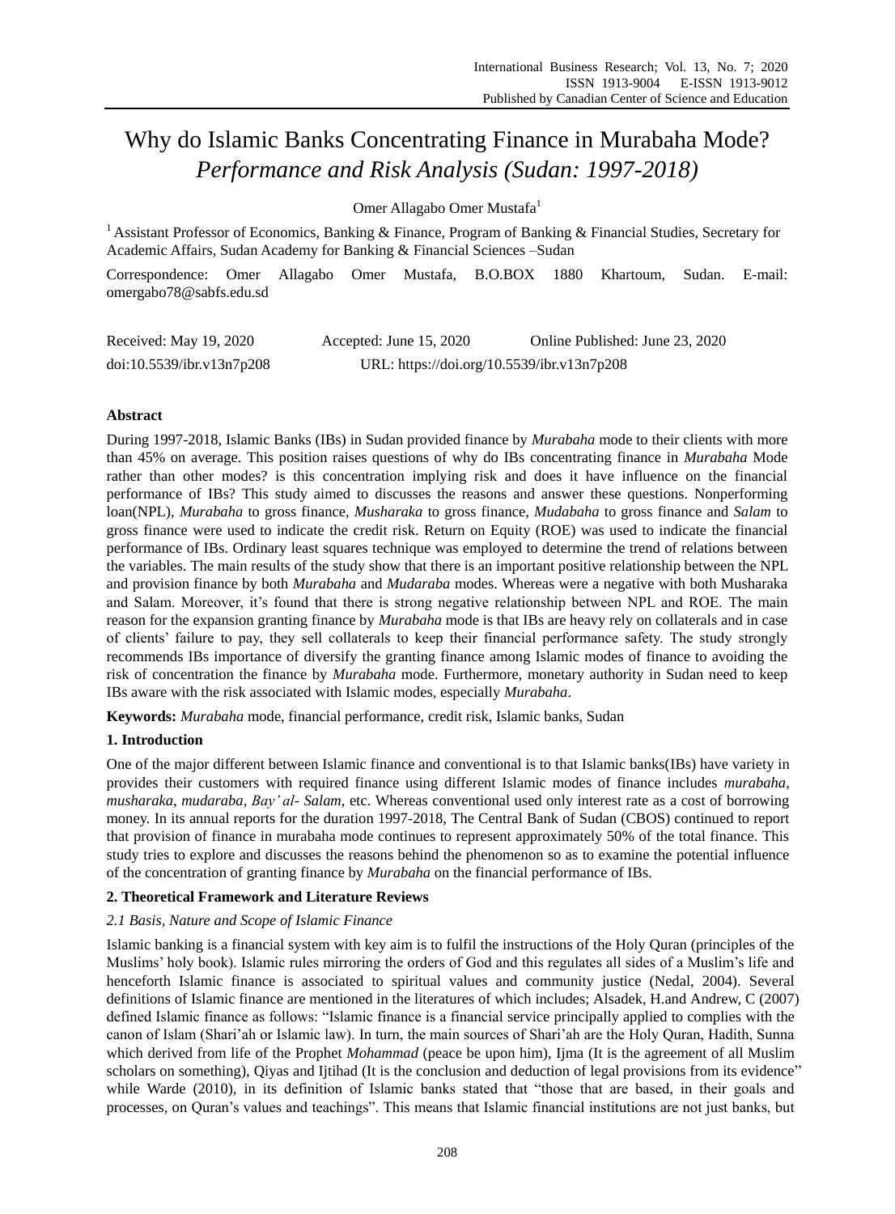# Why do Islamic Banks Concentrating Finance in Murabaha Mode? *Performance and Risk Analysis (Sudan: 1997-2018)*

Omer Allagabo Omer Mustafa[1]

[1] Assistant Professor of Economics, Banking & Finance, Program of Banking & Financial Studies, Secretary for Academic Affairs, Sudan Academy for Banking & Financial Sciences –Sudan

Correspondence: Omer Allagabo Omer Mustafa, B.O.BOX 1880 Khartoum, Sudan. E-mail: omergabo78@sabfs.edu.sd

| Received: May 19, 2020 | Accepted: June 15, 2020 | Online Published: June 23, 2020 |
|---|---|---|
| doi:10.5539/ibr.v13n7p208 | URL: https://doi.org/10.5539/ibr.v13n7p208 | |

**Abstract**

During 1997-2018, Islamic Banks (IBs) in Sudan provided finance by *Murabaha* mode to their clients with more than 45% on average. This position raises questions of why do IBs concentrating finance in *Murabaha* Mode rather than other modes? is this concentration implying risk and does it have influence on the financial performance of IBs? This study aimed to discusses the reasons and answer these questions. Nonperforming loan(NPL), *Murabaha* to gross finance, *Musharaka* to gross finance, *Mudabaha* to gross finance and *Salam* to gross finance were used to indicate the credit risk. Return on Equity (ROE) was used to indicate the financial performance of IBs. Ordinary least squares technique was employed to determine the trend of relations between the variables. The main results of the study show that there is an important positive relationship between the NPL and provision finance by both *Murabaha* and *Mudaraba* modes. Whereas were a negative with both Musharaka and Salam. Moreover, it's found that there is strong negative relationship between NPL and ROE. The main reason for the expansion granting finance by *Murabaha* mode is that IBs are heavy rely on collaterals and in case of clients' failure to pay, they sell collaterals to keep their financial performance safety. The study strongly recommends IBs importance of diversify the granting finance among Islamic modes of finance to avoiding the risk of concentration the finance by *Murabaha* mode. Furthermore, monetary authority in Sudan need to keep IBs aware with the risk associated with Islamic modes, especially *Murabaha*.

**Keywords:** *Murabaha* mode, financial performance, credit risk, Islamic banks, Sudan

## 1. Introduction

One of the major different between Islamic finance and conventional is to that Islamic banks(IBs) have variety in provides their customers with required finance using different Islamic modes of finance includes *murabaha*, *musharaka*, *mudaraba*, *Bay' al- Salam*, etc. Whereas conventional used only interest rate as a cost of borrowing money. In its annual reports for the duration 1997-2018, The Central Bank of Sudan (CBOS) continued to report that provision of finance in murabaha mode continues to represent approximately 50% of the total finance. This study tries to explore and discusses the reasons behind the phenomenon so as to examine the potential influence of the concentration of granting finance by *Murabaha* on the financial performance of IBs.

## 2. Theoretical Framework and Literature Reviews

### *2.1 Basis, Nature and Scope of Islamic Finance*

Islamic banking is a financial system with key aim is to fulfil the instructions of the Holy Quran (principles of the Muslims' holy book). Islamic rules mirroring the orders of God and this regulates all sides of a Muslim's life and henceforth Islamic finance is associated to spiritual values and community justice (Nedal, 2004). Several definitions of Islamic finance are mentioned in the literatures of which includes; Alsadek, H.and Andrew, C (2007) defined Islamic finance as follows: "Islamic finance is a financial service principally applied to complies with the canon of Islam (Shari'ah or Islamic law). In turn, the main sources of Shari'ah are the Holy Quran, Hadith, Sunna which derived from life of the Prophet *Mohammad* (peace be upon him), Ijma (It is the agreement of all Muslim scholars on something), Qiyas and Ijtihad (It is the conclusion and deduction of legal provisions from its evidence" while Warde (2010), in its definition of Islamic banks stated that "those that are based, in their goals and processes, on Quran's values and teachings". This means that Islamic financial institutions are not just banks, but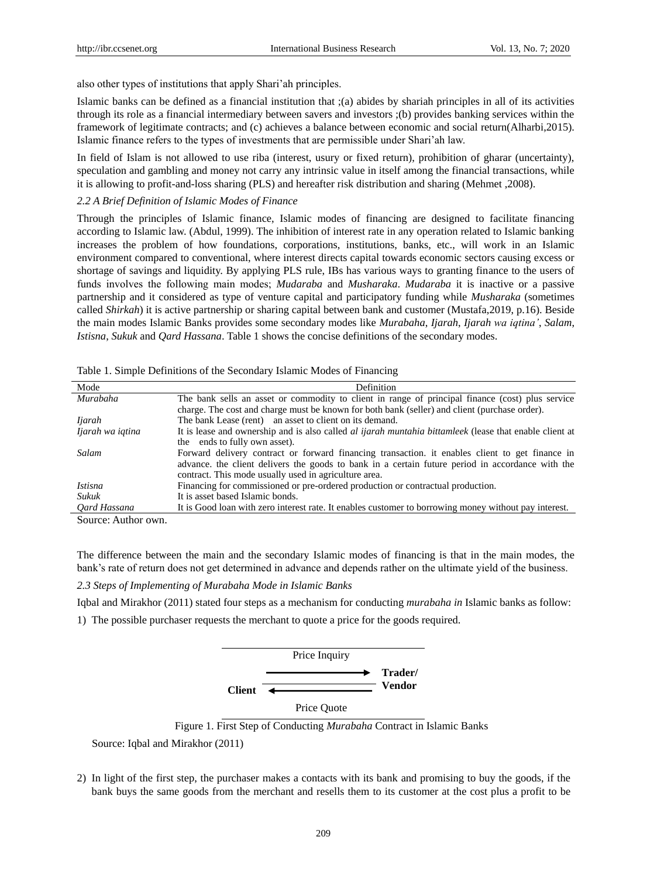also other types of institutions that apply Shari'ah principles.

Islamic banks can be defined as a financial institution that ;(a) abides by shariah principles in all of its activities through its role as a financial intermediary between savers and investors ;(b) provides banking services within the framework of legitimate contracts; and (c) achieves a balance between economic and social return(Alharbi,2015). Islamic finance refers to the types of investments that are permissible under Shari'ah law.

In field of Islam is not allowed to use riba (interest, usury or fixed return), prohibition of gharar (uncertainty), speculation and gambling and money not carry any intrinsic value in itself among the financial transactions, while it is allowing to profit-and-loss sharing (PLS) and hereafter risk distribution and sharing (Mehmet ,2008).

### *2.2 A Brief Definition of Islamic Modes of Finance*

Through the principles of Islamic finance, Islamic modes of financing are designed to facilitate financing according to Islamic law. (Abdul, 1999). The inhibition of interest rate in any operation related to Islamic banking increases the problem of how foundations, corporations, institutions, banks, etc., will work in an Islamic environment compared to conventional, where interest directs capital towards economic sectors causing excess or shortage of savings and liquidity. By applying PLS rule, IBs has various ways to granting finance to the users of funds involves the following main modes; *Mudaraba* and *Musharaka*. *Mudaraba* it is inactive or a passive partnership and it considered as type of venture capital and participatory funding while *Musharaka* (sometimes called *Shirkah*) it is active partnership or sharing capital between bank and customer (Mustafa,2019, p.16). Beside the main modes Islamic Banks provides some secondary modes like *Murabaha*, *Ijarah*, *Ijarah wa iqtina'*, *Salam*, *Istisna*, *Sukuk* and *Qard Hassana*. Table 1 shows the concise definitions of the secondary modes.

Table 1. Simple Definitions of the Secondary Islamic Modes of Financing

| Mode | Definition |
|---|---|
| *Murabaha* | The bank sells an asset or commodity to client in range of principal finance (cost) plus service charge. The cost and charge must be known for both bank (seller) and client (purchase order). |
| *Ijarah* | The bank Lease (rent) an asset to client on its demand. |
| *Ijarah wa iqtina* | It is lease and ownership and is also called *al ijarah muntahia bittamleek* (lease that enable client at the ends to fully own asset). |
| *Salam* | Forward delivery contract or forward financing transaction. it enables client to get finance in advance. the client delivers the goods to bank in a certain future period in accordance with the contract. This mode usually used in agriculture area. |
| *Istisna* | Financing for commissioned or pre-ordered production or contractual production. |
| *Sukuk* | It is asset based Islamic bonds. |
| *Qard Hassana* | It is Good loan with zero interest rate. It enables customer to borrowing money without pay interest. |

Source: Author own.

The difference between the main and the secondary Islamic modes of financing is that in the main modes, the bank's rate of return does not get determined in advance and depends rather on the ultimate yield of the business.

### *2.3 Steps of Implementing of Murabaha Mode in Islamic Banks*

Iqbal and Mirakhor (2011) stated four steps as a mechanism for conducting *murabaha in* Islamic banks as follow:

1) The possible purchaser requests the merchant to quote a price for the goods required.

Price Inquiry

Client → Trader/ Vendor

Price Quote

Figure 1. First Step of Conducting *Murabaha* Contract in Islamic Banks

Source: Iqbal and Mirakhor (2011)

2) In light of the first step, the purchaser makes a contacts with its bank and promising to buy the goods, if the bank buys the same goods from the merchant and resells them to its customer at the cost plus a profit to be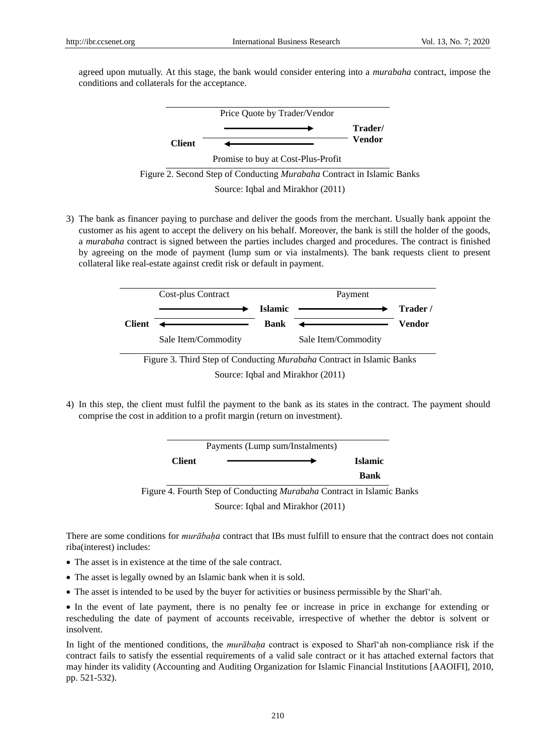agreed upon mutually. At this stage, the bank would consider entering into a *murabaha* contract, impose the conditions and collaterals for the acceptance.

| | Price Quote by Trader/Vendor | |
|---|---|---|
| | ⟶ | **Trader/** |
| **Client** | ⟵ | **Vendor** |
| | Promise to buy at Cost-Plus-Profit | |

Figure 2. Second Step of Conducting *Murabaha* Contract in Islamic Banks

Source: Iqbal and Mirakhor (2011)

3) The bank as financer paying to purchase and deliver the goods from the merchant. Usually bank appoint the customer as his agent to accept the delivery on his behalf. Moreover, the bank is still the holder of the goods, a *murabaha* contract is signed between the parties includes charged and procedures. The contract is finished by agreeing on the mode of payment (lump sum or via instalments). The bank requests client to present collateral like real-estate against credit risk or default in payment.

| | Cost-plus Contract | | Payment | |
|---|---|---|---|---|
| | ⟶ | **Islamic** | ⟶ | **Trader /** |
| **Client** | ⟵ | **Bank** | ⟵ | **Vendor** |
| | Sale Item/Commodity | | Sale Item/Commodity | |

Figure 3. Third Step of Conducting *Murabaha* Contract in Islamic Banks

Source: Iqbal and Mirakhor (2011)

4) In this step, the client must fulfil the payment to the bank as its states in the contract. The payment should comprise the cost in addition to a profit margin (return on investment).

| | Payments (Lump sum/Instalments) | |
|---|---|---|
| **Client** | ⟶ | **Islamic Bank** |

Figure 4. Fourth Step of Conducting *Murabaha* Contract in Islamic Banks

Source: Iqbal and Mirakhor (2011)

There are some conditions for *murābaḥa* contract that IBs must fulfill to ensure that the contract does not contain riba(interest) includes:

- The asset is in existence at the time of the sale contract.
- The asset is legally owned by an Islamic bank when it is sold.
- The asset is intended to be used by the buyer for activities or business permissible by the Sharī'ah.
- In the event of late payment, there is no penalty fee or increase in price in exchange for extending or rescheduling the date of payment of accounts receivable, irrespective of whether the debtor is solvent or insolvent.

In light of the mentioned conditions, the *murābaḥa* contract is exposed to Sharī'ah non-compliance risk if the contract fails to satisfy the essential requirements of a valid sale contract or it has attached external factors that may hinder its validity (Accounting and Auditing Organization for Islamic Financial Institutions [AAOIFI], 2010, pp. 521-532).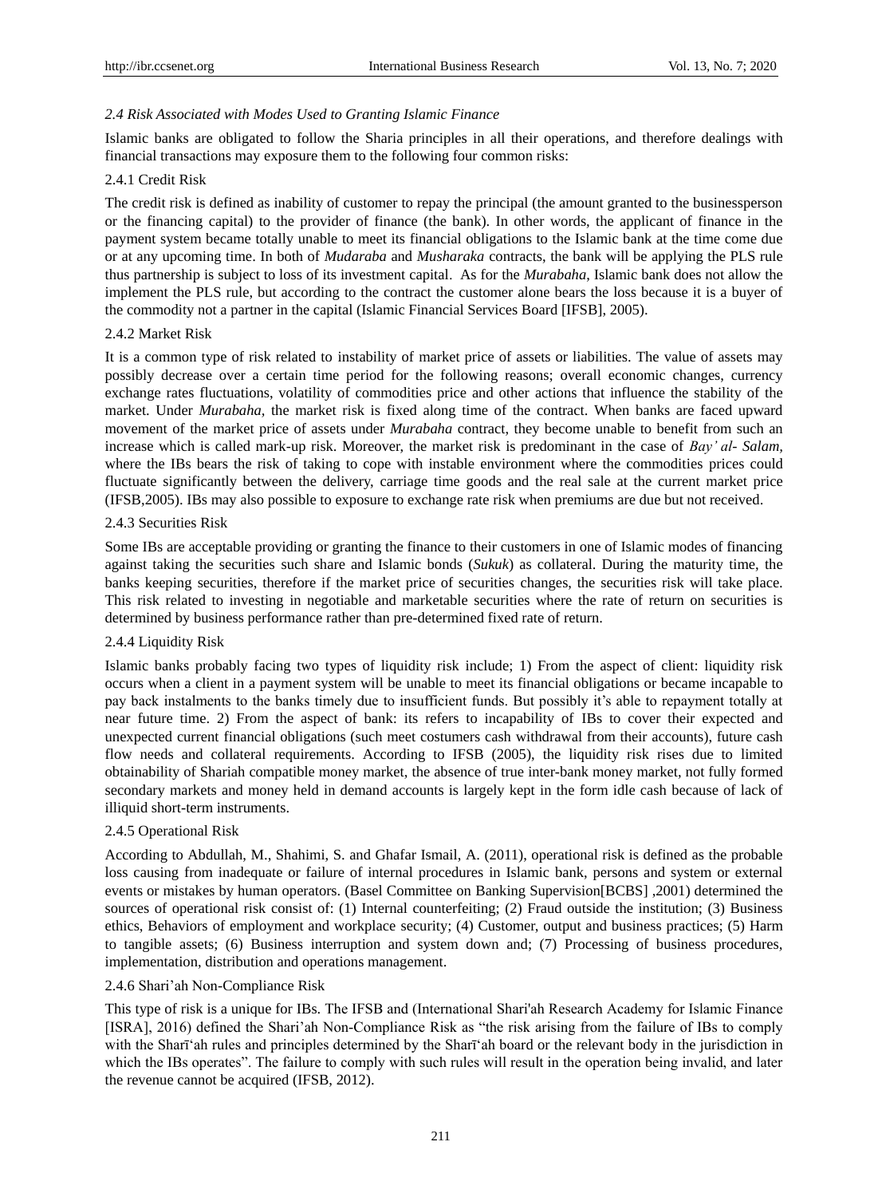### *2.4 Risk Associated with Modes Used to Granting Islamic Finance*

Islamic banks are obligated to follow the Sharia principles in all their operations, and therefore dealings with financial transactions may exposure them to the following four common risks:

#### 2.4.1 Credit Risk

The credit risk is defined as inability of customer to repay the principal (the amount granted to the businessperson or the financing capital) to the provider of finance (the bank). In other words, the applicant of finance in the payment system became totally unable to meet its financial obligations to the Islamic bank at the time come due or at any upcoming time. In both of *Mudaraba* and *Musharaka* contracts, the bank will be applying the PLS rule thus partnership is subject to loss of its investment capital. As for the *Murabaha*, Islamic bank does not allow the implement the PLS rule, but according to the contract the customer alone bears the loss because it is a buyer of the commodity not a partner in the capital (Islamic Financial Services Board [IFSB], 2005).

#### 2.4.2 Market Risk

It is a common type of risk related to instability of market price of assets or liabilities. The value of assets may possibly decrease over a certain time period for the following reasons; overall economic changes, currency exchange rates fluctuations, volatility of commodities price and other actions that influence the stability of the market. Under *Murabaha,* the market risk is fixed along time of the contract. When banks are faced upward movement of the market price of assets under *Murabaha* contract, they become unable to benefit from such an increase which is called mark-up risk. Moreover, the market risk is predominant in the case of *Bay' al- Salam,* where the IBs bears the risk of taking to cope with instable environment where the commodities prices could fluctuate significantly between the delivery, carriage time goods and the real sale at the current market price (IFSB,2005). IBs may also possible to exposure to exchange rate risk when premiums are due but not received.

#### 2.4.3 Securities Risk

Some IBs are acceptable providing or granting the finance to their customers in one of Islamic modes of financing against taking the securities such share and Islamic bonds (*Sukuk*) as collateral. During the maturity time, the banks keeping securities, therefore if the market price of securities changes, the securities risk will take place. This risk related to investing in negotiable and marketable securities where the rate of return on securities is determined by business performance rather than pre-determined fixed rate of return.

#### 2.4.4 Liquidity Risk

Islamic banks probably facing two types of liquidity risk include; 1) From the aspect of client: liquidity risk occurs when a client in a payment system will be unable to meet its financial obligations or became incapable to pay back instalments to the banks timely due to insufficient funds. But possibly it's able to repayment totally at near future time. 2) From the aspect of bank: its refers to incapability of IBs to cover their expected and unexpected current financial obligations (such meet costumers cash withdrawal from their accounts), future cash flow needs and collateral requirements. According to IFSB (2005), the liquidity risk rises due to limited obtainability of Shariah compatible money market, the absence of true inter-bank money market, not fully formed secondary markets and money held in demand accounts is largely kept in the form idle cash because of lack of illiquid short-term instruments.

#### 2.4.5 Operational Risk

According to Abdullah, M., Shahimi, S. and Ghafar Ismail, A. (2011), operational risk is defined as the probable loss causing from inadequate or failure of internal procedures in Islamic bank, persons and system or external events or mistakes by human operators. (Basel Committee on Banking Supervision[BCBS] ,2001) determined the sources of operational risk consist of: (1) Internal counterfeiting; (2) Fraud outside the institution; (3) Business ethics, Behaviors of employment and workplace security; (4) Customer, output and business practices; (5) Harm to tangible assets; (6) Business interruption and system down and; (7) Processing of business procedures, implementation, distribution and operations management.

#### 2.4.6 Shari'ah Non-Compliance Risk

This type of risk is a unique for IBs. The IFSB and (International Shari'ah Research Academy for Islamic Finance [ISRA], 2016) defined the Shari'ah Non-Compliance Risk as "the risk arising from the failure of IBs to comply with the Sharī'ah rules and principles determined by the Sharī'ah board or the relevant body in the jurisdiction in which the IBs operates". The failure to comply with such rules will result in the operation being invalid, and later the revenue cannot be acquired (IFSB, 2012).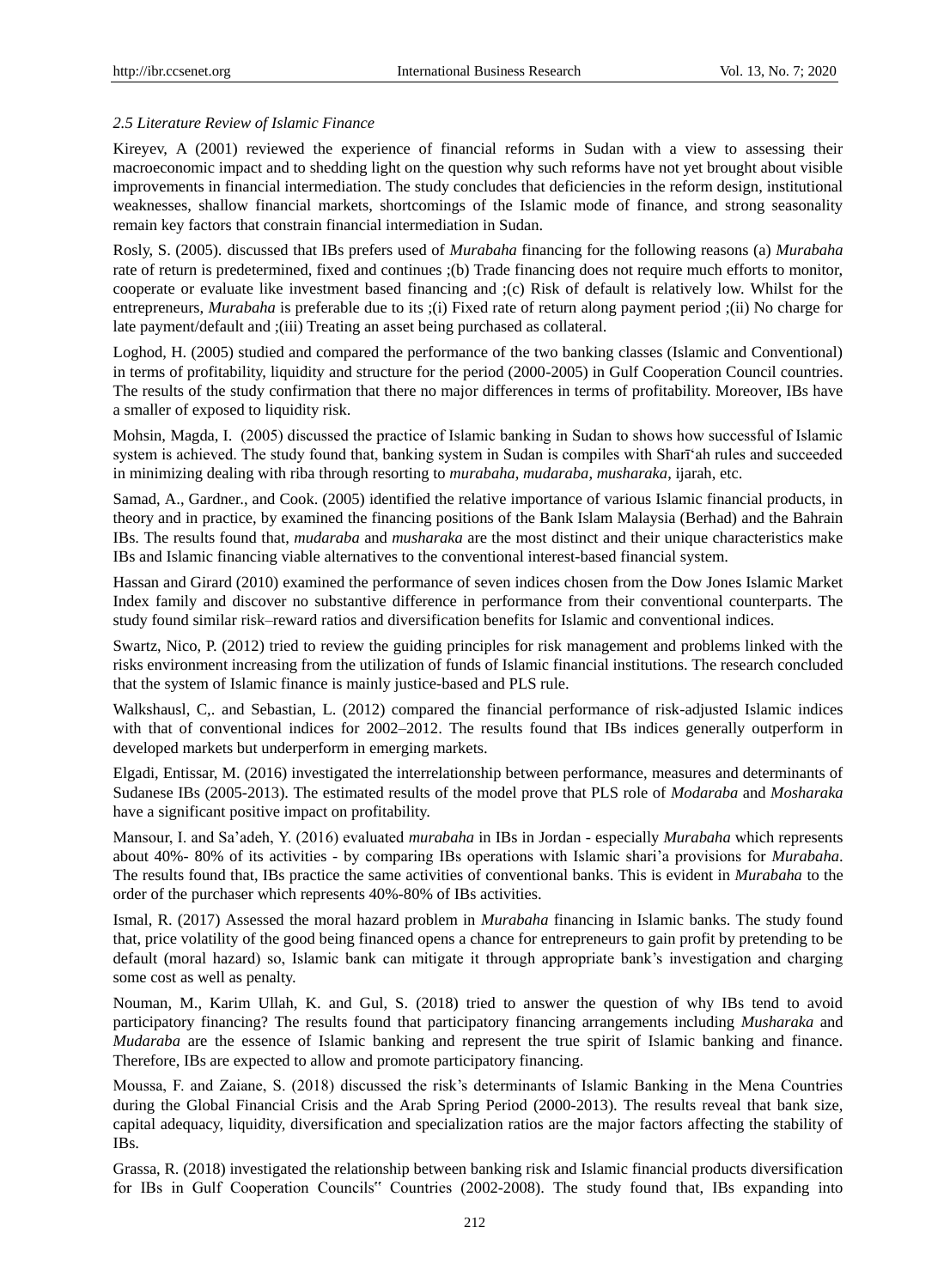*2.5 Literature Review of Islamic Finance*

Kireyev, A (2001) reviewed the experience of financial reforms in Sudan with a view to assessing their macroeconomic impact and to shedding light on the question why such reforms have not yet brought about visible improvements in financial intermediation. The study concludes that deficiencies in the reform design, institutional weaknesses, shallow financial markets, shortcomings of the Islamic mode of finance, and strong seasonality remain key factors that constrain financial intermediation in Sudan.

Rosly, S. (2005). discussed that IBs prefers used of *Murabaha* financing for the following reasons (a) *Murabaha* rate of return is predetermined, fixed and continues ;(b) Trade financing does not require much efforts to monitor, cooperate or evaluate like investment based financing and ;(c) Risk of default is relatively low. Whilst for the entrepreneurs, *Murabaha* is preferable due to its ;(i) Fixed rate of return along payment period ;(ii) No charge for late payment/default and ;(iii) Treating an asset being purchased as collateral.

Loghod, H. (2005) studied and compared the performance of the two banking classes (Islamic and Conventional) in terms of profitability, liquidity and structure for the period (2000-2005) in Gulf Cooperation Council countries. The results of the study confirmation that there no major differences in terms of profitability. Moreover, IBs have a smaller of exposed to liquidity risk.

Mohsin, Magda, I. (2005) discussed the practice of Islamic banking in Sudan to shows how successful of Islamic system is achieved. The study found that, banking system in Sudan is compiles with Sharī'ah rules and succeeded in minimizing dealing with riba through resorting to *murabaha*, *mudaraba*, *musharaka*, ijarah, etc.

Samad, A., Gardner., and Cook. (2005) identified the relative importance of various Islamic financial products, in theory and in practice, by examined the financing positions of the Bank Islam Malaysia (Berhad) and the Bahrain IBs. The results found that, *mudaraba* and *musharaka* are the most distinct and their unique characteristics make IBs and Islamic financing viable alternatives to the conventional interest-based financial system.

Hassan and Girard (2010) examined the performance of seven indices chosen from the Dow Jones Islamic Market Index family and discover no substantive difference in performance from their conventional counterparts. The study found similar risk–reward ratios and diversification benefits for Islamic and conventional indices.

Swartz, Nico, P. (2012) tried to review the guiding principles for risk management and problems linked with the risks environment increasing from the utilization of funds of Islamic financial institutions. The research concluded that the system of Islamic finance is mainly justice-based and PLS rule.

Walkshausl, C,. and Sebastian, L. (2012) compared the financial performance of risk-adjusted Islamic indices with that of conventional indices for 2002–2012. The results found that IBs indices generally outperform in developed markets but underperform in emerging markets.

Elgadi, Entissar, M. (2016) investigated the interrelationship between performance, measures and determinants of Sudanese IBs (2005-2013). The estimated results of the model prove that PLS role of *Modaraba* and *Mosharaka* have a significant positive impact on profitability.

Mansour, I. and Sa'adeh, Y. (2016) evaluated *murabaha* in IBs in Jordan - especially *Murabaha* which represents about 40%- 80% of its activities - by comparing IBs operations with Islamic shari'a provisions for *Murabaha*. The results found that, IBs practice the same activities of conventional banks. This is evident in *Murabaha* to the order of the purchaser which represents 40%-80% of IBs activities.

Ismal, R. (2017) Assessed the moral hazard problem in *Murabaha* financing in Islamic banks. The study found that, price volatility of the good being financed opens a chance for entrepreneurs to gain profit by pretending to be default (moral hazard) so, Islamic bank can mitigate it through appropriate bank's investigation and charging some cost as well as penalty.

Nouman, M., Karim Ullah, K. and Gul, S. (2018) tried to answer the question of why IBs tend to avoid participatory financing? The results found that participatory financing arrangements including *Musharaka* and *Mudaraba* are the essence of Islamic banking and represent the true spirit of Islamic banking and finance. Therefore, IBs are expected to allow and promote participatory financing.

Moussa, F. and Zaiane, S. (2018) discussed the risk's determinants of Islamic Banking in the Mena Countries during the Global Financial Crisis and the Arab Spring Period (2000-2013). The results reveal that bank size, capital adequacy, liquidity, diversification and specialization ratios are the major factors affecting the stability of IBs.

Grassa, R. (2018) investigated the relationship between banking risk and Islamic financial products diversification for IBs in Gulf Cooperation Councils" Countries (2002-2008). The study found that, IBs expanding into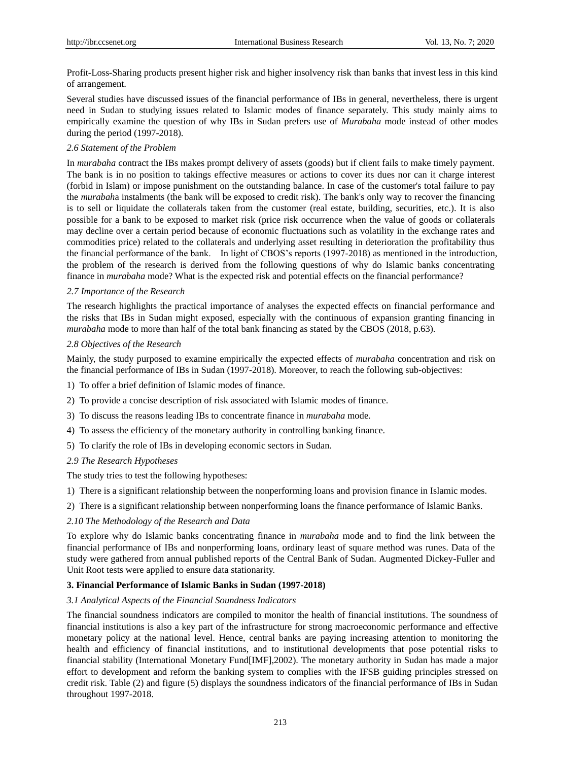Profit-Loss-Sharing products present higher risk and higher insolvency risk than banks that invest less in this kind of arrangement.

Several studies have discussed issues of the financial performance of IBs in general, nevertheless, there is urgent need in Sudan to studying issues related to Islamic modes of finance separately. This study mainly aims to empirically examine the question of why IBs in Sudan prefers use of *Murabaha* mode instead of other modes during the period (1997-2018).

### *2.6 Statement of the Problem*

In *murabaha* contract the IBs makes prompt delivery of assets (goods) but if client fails to make timely payment. The bank is in no position to takings effective measures or actions to cover its dues nor can it charge interest (forbid in Islam) or impose punishment on the outstanding balance. In case of the customer's total failure to pay the *murabaha* instalments (the bank will be exposed to credit risk). The bank's only way to recover the financing is to sell or liquidate the collaterals taken from the customer (real estate, building, securities, etc.). It is also possible for a bank to be exposed to market risk (price risk occurrence when the value of goods or collaterals may decline over a certain period because of economic fluctuations such as volatility in the exchange rates and commodities price) related to the collaterals and underlying asset resulting in deterioration the profitability thus the financial performance of the bank. In light of CBOS's reports (1997-2018) as mentioned in the introduction, the problem of the research is derived from the following questions of why do Islamic banks concentrating finance in *murabaha* mode? What is the expected risk and potential effects on the financial performance?

### *2.7 Importance of the Research*

The research highlights the practical importance of analyses the expected effects on financial performance and the risks that IBs in Sudan might exposed, especially with the continuous of expansion granting financing in *murabaha* mode to more than half of the total bank financing as stated by the CBOS (2018, p.63).

### *2.8 Objectives of the Research*

Mainly, the study purposed to examine empirically the expected effects of *murabaha* concentration and risk on the financial performance of IBs in Sudan (1997-2018). Moreover, to reach the following sub-objectives:

1) To offer a brief definition of Islamic modes of finance.
2) To provide a concise description of risk associated with Islamic modes of finance.
3) To discuss the reasons leading IBs to concentrate finance in *murabaha* mode.
4) To assess the efficiency of the monetary authority in controlling banking finance.
5) To clarify the role of IBs in developing economic sectors in Sudan.

### *2.9 The Research Hypotheses*

The study tries to test the following hypotheses:

1) There is a significant relationship between the nonperforming loans and provision finance in Islamic modes.
2) There is a significant relationship between nonperforming loans the finance performance of Islamic Banks.

### *2.10 The Methodology of the Research and Data*

To explore why do Islamic banks concentrating finance in *murabaha* mode and to find the link between the financial performance of IBs and nonperforming loans, ordinary least of square method was runes. Data of the study were gathered from annual published reports of the Central Bank of Sudan. Augmented Dickey-Fuller and Unit Root tests were applied to ensure data stationarity.

## 3. Financial Performance of Islamic Banks in Sudan (1997-2018)

### *3.1 Analytical Aspects of the Financial Soundness Indicators*

The financial soundness indicators are compiled to monitor the health of financial institutions. The soundness of financial institutions is also a key part of the infrastructure for strong macroeconomic performance and effective monetary policy at the national level. Hence, central banks are paying increasing attention to monitoring the health and efficiency of financial institutions, and to institutional developments that pose potential risks to financial stability (International Monetary Fund[IMF],2002). The monetary authority in Sudan has made a major effort to development and reform the banking system to complies with the IFSB guiding principles stressed on credit risk. Table (2) and figure (5) displays the soundness indicators of the financial performance of IBs in Sudan throughout 1997-2018.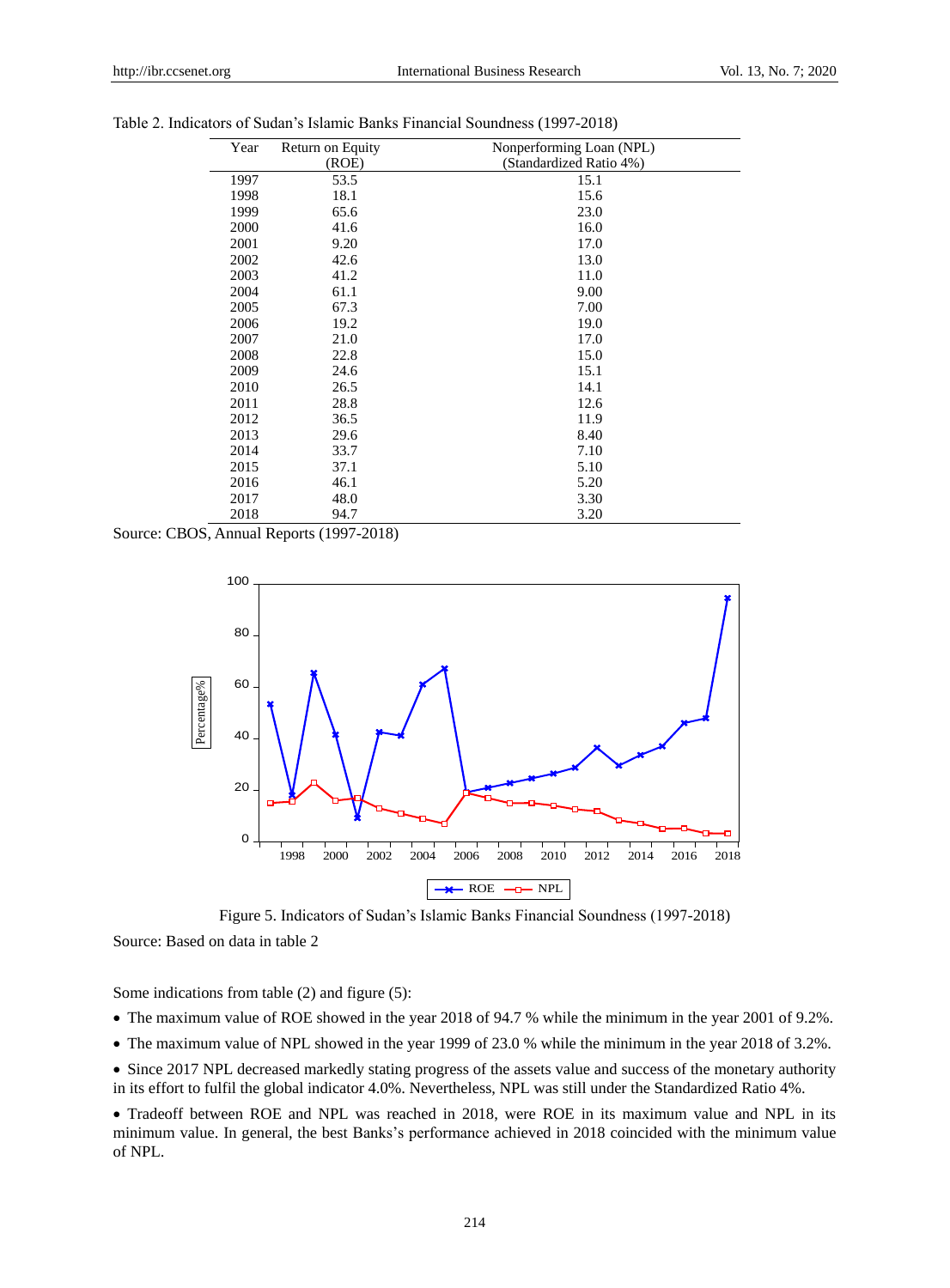Table 2. Indicators of Sudan's Islamic Banks Financial Soundness (1997-2018)

| Year | Return on Equity (ROE) | Nonperforming Loan (NPL) (Standardized Ratio 4%) |
|---|---|---|
| 1997 | 53.5 | 15.1 |
| 1998 | 18.1 | 15.6 |
| 1999 | 65.6 | 23.0 |
| 2000 | 41.6 | 16.0 |
| 2001 | 9.20 | 17.0 |
| 2002 | 42.6 | 13.0 |
| 2003 | 41.2 | 11.0 |
| 2004 | 61.1 | 9.00 |
| 2005 | 67.3 | 7.00 |
| 2006 | 19.2 | 19.0 |
| 2007 | 21.0 | 17.0 |
| 2008 | 22.8 | 15.0 |
| 2009 | 24.6 | 15.1 |
| 2010 | 26.5 | 14.1 |
| 2011 | 28.8 | 12.6 |
| 2012 | 36.5 | 11.9 |
| 2013 | 29.6 | 8.40 |
| 2014 | 33.7 | 7.10 |
| 2015 | 37.1 | 5.10 |
| 2016 | 46.1 | 5.20 |
| 2017 | 48.0 | 3.30 |
| 2018 | 94.7 | 3.20 |

Source: CBOS, Annual Reports (1997-2018)

Figure 5. Indicators of Sudan's Islamic Banks Financial Soundness (1997-2018)

Source: Based on data in table 2

Some indications from table (2) and figure (5):

- The maximum value of ROE showed in the year 2018 of 94.7 % while the minimum in the year 2001 of 9.2%.
- The maximum value of NPL showed in the year 1999 of 23.0 % while the minimum in the year 2018 of 3.2%.
- Since 2017 NPL decreased markedly stating progress of the assets value and success of the monetary authority in its effort to fulfil the global indicator 4.0%. Nevertheless, NPL was still under the Standardized Ratio 4%.
- Tradeoff between ROE and NPL was reached in 2018, were ROE in its maximum value and NPL in its minimum value. In general, the best Banks's performance achieved in 2018 coincided with the minimum value of NPL.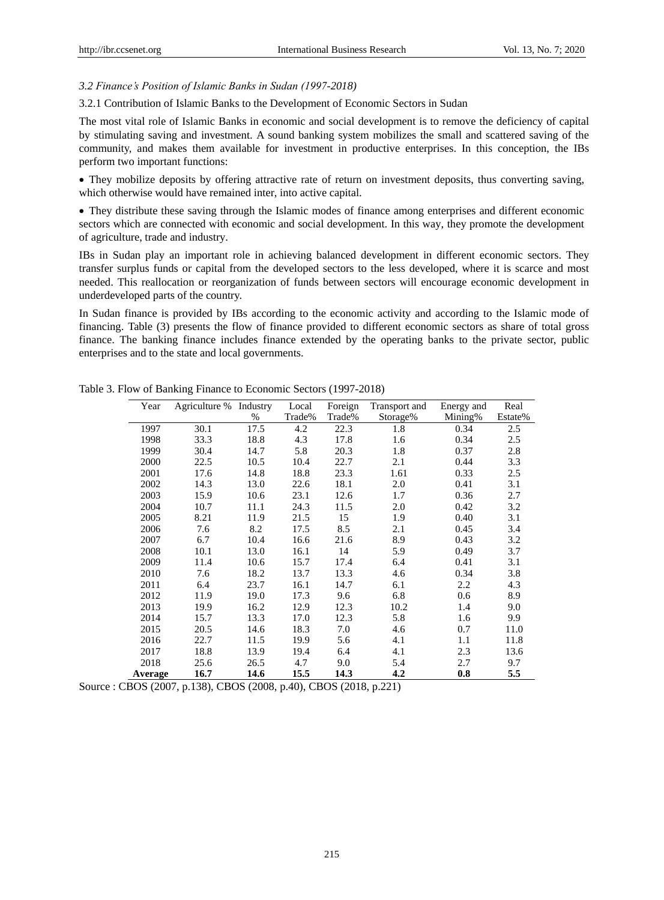### *3.2 Finance's Position of Islamic Banks in Sudan (1997-2018)*

3.2.1 Contribution of Islamic Banks to the Development of Economic Sectors in Sudan

The most vital role of Islamic Banks in economic and social development is to remove the deficiency of capital by stimulating saving and investment. A sound banking system mobilizes the small and scattered saving of the community, and makes them available for investment in productive enterprises. In this conception, the IBs perform two important functions:

- They mobilize deposits by offering attractive rate of return on investment deposits, thus converting saving, which otherwise would have remained inter, into active capital.
- They distribute these saving through the Islamic modes of finance among enterprises and different economic sectors which are connected with economic and social development. In this way, they promote the development of agriculture, trade and industry.

IBs in Sudan play an important role in achieving balanced development in different economic sectors. They transfer surplus funds or capital from the developed sectors to the less developed, where it is scarce and most needed. This reallocation or reorganization of funds between sectors will encourage economic development in underdeveloped parts of the country.

In Sudan finance is provided by IBs according to the economic activity and according to the Islamic mode of financing. Table (3) presents the flow of finance provided to different economic sectors as share of total gross finance. The banking finance includes finance extended by the operating banks to the private sector, public enterprises and to the state and local governments.

Table 3. Flow of Banking Finance to Economic Sectors (1997-2018)

| Year | Agriculture % | Industry % | Local Trade% | Foreign Trade% | Transport and Storage% | Energy and Mining% | Real Estate% |
|---|---|---|---|---|---|---|---|
| 1997 | 30.1 | 17.5 | 4.2 | 22.3 | 1.8 | 0.34 | 2.5 |
| 1998 | 33.3 | 18.8 | 4.3 | 17.8 | 1.6 | 0.34 | 2.5 |
| 1999 | 30.4 | 14.7 | 5.8 | 20.3 | 1.8 | 0.37 | 2.8 |
| 2000 | 22.5 | 10.5 | 10.4 | 22.7 | 2.1 | 0.44 | 3.3 |
| 2001 | 17.6 | 14.8 | 18.8 | 23.3 | 1.61 | 0.33 | 2.5 |
| 2002 | 14.3 | 13.0 | 22.6 | 18.1 | 2.0 | 0.41 | 3.1 |
| 2003 | 15.9 | 10.6 | 23.1 | 12.6 | 1.7 | 0.36 | 2.7 |
| 2004 | 10.7 | 11.1 | 24.3 | 11.5 | 2.0 | 0.42 | 3.2 |
| 2005 | 8.21 | 11.9 | 21.5 | 15 | 1.9 | 0.40 | 3.1 |
| 2006 | 7.6 | 8.2 | 17.5 | 8.5 | 2.1 | 0.45 | 3.4 |
| 2007 | 6.7 | 10.4 | 16.6 | 21.6 | 8.9 | 0.43 | 3.2 |
| 2008 | 10.1 | 13.0 | 16.1 | 14 | 5.9 | 0.49 | 3.7 |
| 2009 | 11.4 | 10.6 | 15.7 | 17.4 | 6.4 | 0.41 | 3.1 |
| 2010 | 7.6 | 18.2 | 13.7 | 13.3 | 4.6 | 0.34 | 3.8 |
| 2011 | 6.4 | 23.7 | 16.1 | 14.7 | 6.1 | 2.2 | 4.3 |
| 2012 | 11.9 | 19.0 | 17.3 | 9.6 | 6.8 | 0.6 | 8.9 |
| 2013 | 19.9 | 16.2 | 12.9 | 12.3 | 10.2 | 1.4 | 9.0 |
| 2014 | 15.7 | 13.3 | 17.0 | 12.3 | 5.8 | 1.6 | 9.9 |
| 2015 | 20.5 | 14.6 | 18.3 | 7.0 | 4.6 | 0.7 | 11.0 |
| 2016 | 22.7 | 11.5 | 19.9 | 5.6 | 4.1 | 1.1 | 11.8 |
| 2017 | 18.8 | 13.9 | 19.4 | 6.4 | 4.1 | 2.3 | 13.6 |
| 2018 | 25.6 | 26.5 | 4.7 | 9.0 | 5.4 | 2.7 | 9.7 |
| **Average** | **16.7** | **14.6** | **15.5** | **14.3** | **4.2** | **0.8** | **5.5** |

Source : CBOS (2007, p.138), CBOS (2008, p.40), CBOS (2018, p.221)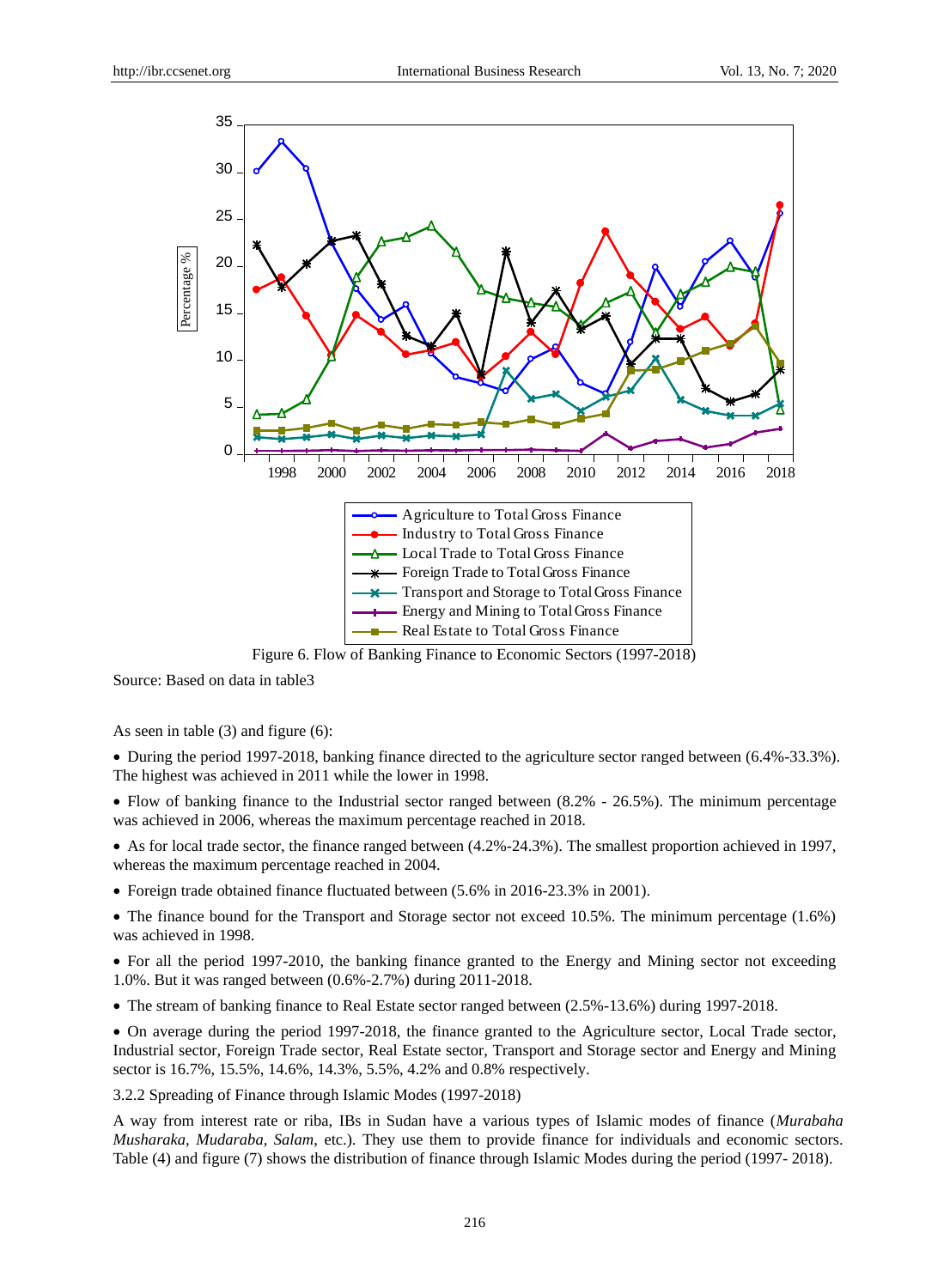Figure 6. Flow of Banking Finance to Economic Sectors (1997-2018)

Source: Based on data in table3

As seen in table (3) and figure (6):

- During the period 1997-2018, banking finance directed to the agriculture sector ranged between (6.4%-33.3%). The highest was achieved in 2011 while the lower in 1998.
- Flow of banking finance to the Industrial sector ranged between (8.2% - 26.5%). The minimum percentage was achieved in 2006, whereas the maximum percentage reached in 2018.
- As for local trade sector, the finance ranged between (4.2%-24.3%). The smallest proportion achieved in 1997, whereas the maximum percentage reached in 2004.
- Foreign trade obtained finance fluctuated between (5.6% in 2016-23.3% in 2001).
- The finance bound for the Transport and Storage sector not exceed 10.5%. The minimum percentage (1.6%) was achieved in 1998.
- For all the period 1997-2010, the banking finance granted to the Energy and Mining sector not exceeding 1.0%. But it was ranged between (0.6%-2.7%) during 2011-2018.
- The stream of banking finance to Real Estate sector ranged between (2.5%-13.6%) during 1997-2018.
- On average during the period 1997-2018, the finance granted to the Agriculture sector, Local Trade sector, Industrial sector, Foreign Trade sector, Real Estate sector, Transport and Storage sector and Energy and Mining sector is 16.7%, 15.5%, 14.6%, 14.3%, 5.5%, 4.2% and 0.8% respectively.

3.2.2 Spreading of Finance through Islamic Modes (1997-2018)

A way from interest rate or riba, IBs in Sudan have a various types of Islamic modes of finance (*Murabaha Musharaka, Mudaraba, Salam*, etc.). They use them to provide finance for individuals and economic sectors. Table (4) and figure (7) shows the distribution of finance through Islamic Modes during the period (1997- 2018).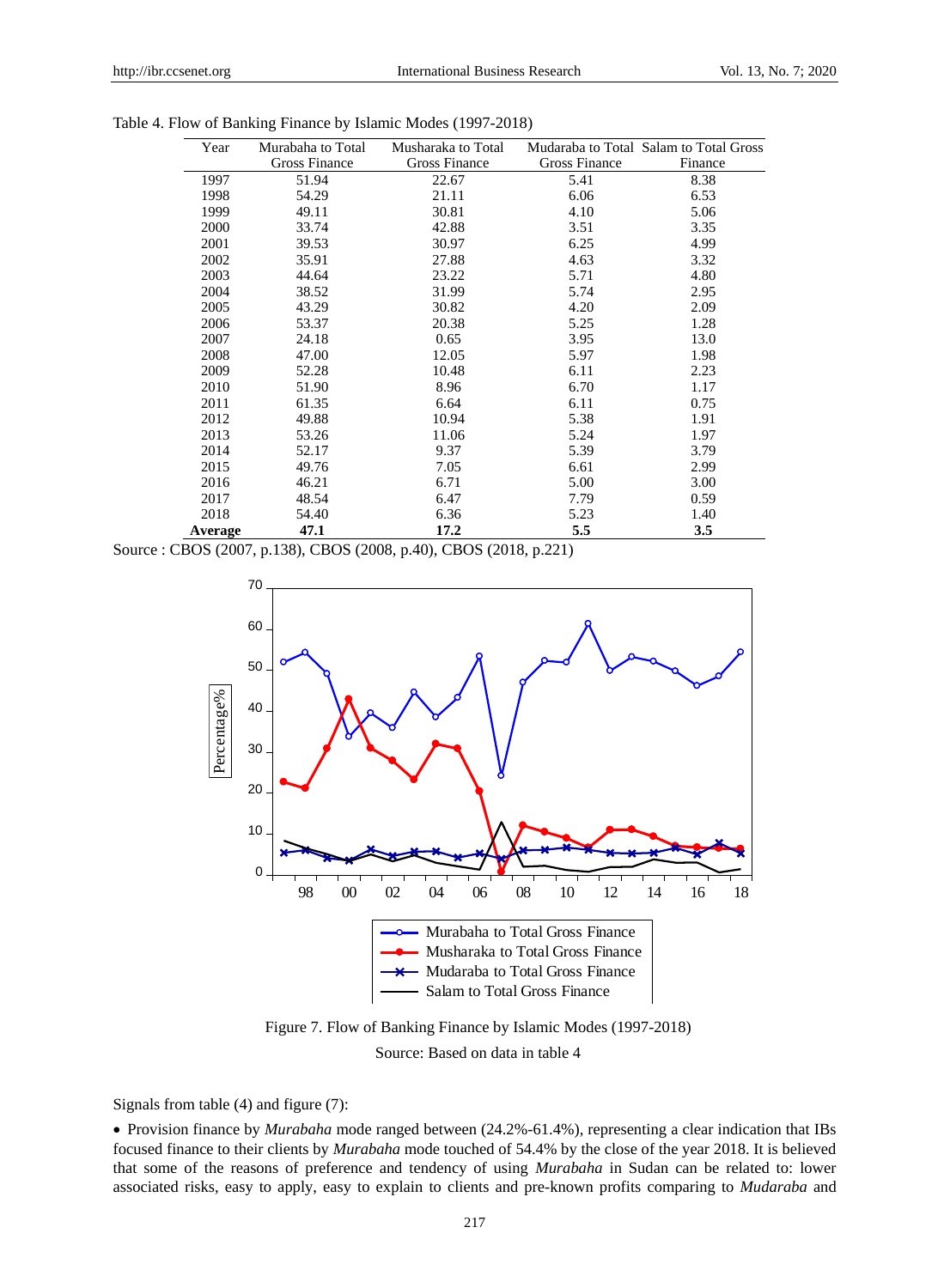Table 4. Flow of Banking Finance by Islamic Modes (1997-2018)

| Year | Murabaha to Total Gross Finance | Musharaka to Total Gross Finance | Mudaraba to Total Gross Finance | Salam to Total Gross Finance |
|---|---|---|---|---|
| 1997 | 51.94 | 22.67 | 5.41 | 8.38 |
| 1998 | 54.29 | 21.11 | 6.06 | 6.53 |
| 1999 | 49.11 | 30.81 | 4.10 | 5.06 |
| 2000 | 33.74 | 42.88 | 3.51 | 3.35 |
| 2001 | 39.53 | 30.97 | 6.25 | 4.99 |
| 2002 | 35.91 | 27.88 | 4.63 | 3.32 |
| 2003 | 44.64 | 23.22 | 5.71 | 4.80 |
| 2004 | 38.52 | 31.99 | 5.74 | 2.95 |
| 2005 | 43.29 | 30.82 | 4.20 | 2.09 |
| 2006 | 53.37 | 20.38 | 5.25 | 1.28 |
| 2007 | 24.18 | 0.65 | 3.95 | 13.0 |
| 2008 | 47.00 | 12.05 | 5.97 | 1.98 |
| 2009 | 52.28 | 10.48 | 6.11 | 2.23 |
| 2010 | 51.90 | 8.96 | 6.70 | 1.17 |
| 2011 | 61.35 | 6.64 | 6.11 | 0.75 |
| 2012 | 49.88 | 10.94 | 5.38 | 1.91 |
| 2013 | 53.26 | 11.06 | 5.24 | 1.97 |
| 2014 | 52.17 | 9.37 | 5.39 | 3.79 |
| 2015 | 49.76 | 7.05 | 6.61 | 2.99 |
| 2016 | 46.21 | 6.71 | 5.00 | 3.00 |
| 2017 | 48.54 | 6.47 | 7.79 | 0.59 |
| 2018 | 54.40 | 6.36 | 5.23 | 1.40 |
| **Average** | **47.1** | **17.2** | **5.5** | **3.5** |

Source : CBOS (2007, p.138), CBOS (2008, p.40), CBOS (2018, p.221)

Figure 7. Flow of Banking Finance by Islamic Modes (1997-2018)

Source: Based on data in table 4

Signals from table (4) and figure (7):

- Provision finance by *Murabaha* mode ranged between (24.2%-61.4%), representing a clear indication that IBs focused finance to their clients by *Murabaha* mode touched of 54.4% by the close of the year 2018. It is believed that some of the reasons of preference and tendency of using *Murabaha* in Sudan can be related to: lower associated risks, easy to apply, easy to explain to clients and pre-known profits comparing to *Mudaraba* and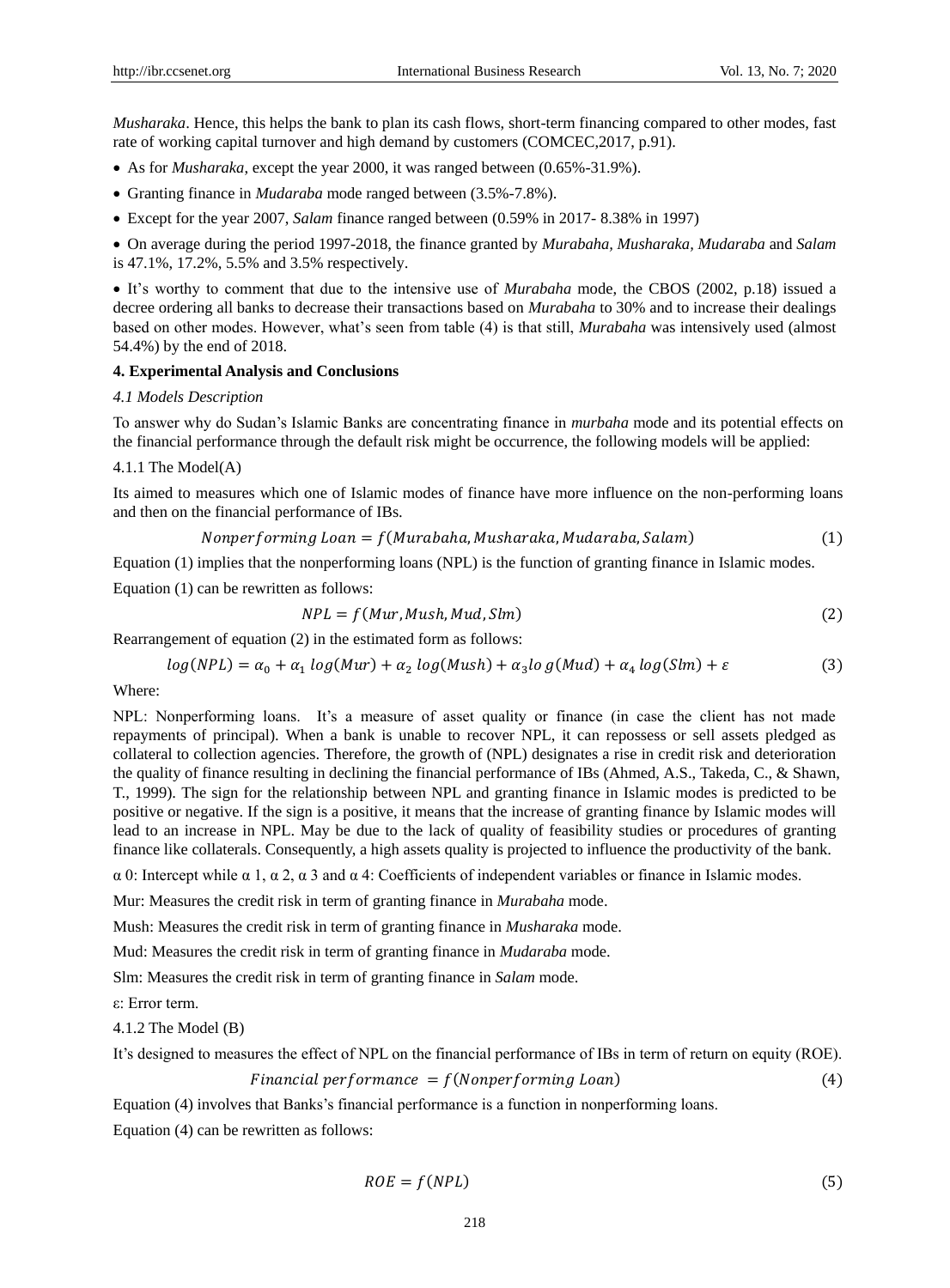*Musharaka*. Hence, this helps the bank to plan its cash flows, short-term financing compared to other modes, fast rate of working capital turnover and high demand by customers (COMCEC,2017, p.91).

- As for *Musharaka*, except the year 2000, it was ranged between (0.65%-31.9%).
- Granting finance in *Mudaraba* mode ranged between (3.5%-7.8%).
- Except for the year 2007, *Salam* finance ranged between (0.59% in 2017- 8.38% in 1997)
- On average during the period 1997-2018, the finance granted by *Murabaha, Musharaka, Mudaraba* and *Salam* is 47.1%, 17.2%, 5.5% and 3.5% respectively.
- It's worthy to comment that due to the intensive use of *Murabaha* mode, the CBOS (2002, p.18) issued a decree ordering all banks to decrease their transactions based on *Murabaha* to 30% and to increase their dealings based on other modes. However, what's seen from table (4) is that still, *Murabaha* was intensively used (almost 54.4%) by the end of 2018.

## 4. Experimental Analysis and Conclusions

### *4.1 Models Description*

To answer why do Sudan's Islamic Banks are concentrating finance in *murbaha* mode and its potential effects on the financial performance through the default risk might be occurrence, the following models will be applied:

#### 4.1.1 The Model(A)

Its aimed to measures which one of Islamic modes of finance have more influence on the non-performing loans and then on the financial performance of IBs.

$$Nonperforming\ Loan = f(Murabaha, Musharaka, Mudaraba, Salam) \tag{1}$$

Equation (1) implies that the nonperforming loans (NPL) is the function of granting finance in Islamic modes.

Equation (1) can be rewritten as follows:

$$NPL = f(Mur, Mush, Mud, Slm) \tag{2}$$

Rearrangement of equation (2) in the estimated form as follows:

$$log(NPL) = \alpha_0 + \alpha_1\ log(Mur) + \alpha_2\ log(Mush) + \alpha_3 log(Mud) + \alpha_4\ log(Slm) + \varepsilon \tag{3}$$

Where:

NPL: Nonperforming loans. It's a measure of asset quality or finance (in case the client has not made repayments of principal). When a bank is unable to recover NPL, it can repossess or sell assets pledged as collateral to collection agencies. Therefore, the growth of (NPL) designates a rise in credit risk and deterioration the quality of finance resulting in declining the financial performance of IBs (Ahmed, A.S., Takeda, C., & Shawn, T., 1999). The sign for the relationship between NPL and granting finance in Islamic modes is predicted to be positive or negative. If the sign is a positive, it means that the increase of granting finance by Islamic modes will lead to an increase in NPL. May be due to the lack of quality of feasibility studies or procedures of granting finance like collaterals. Consequently, a high assets quality is projected to influence the productivity of the bank.

$\alpha_0$: Intercept while $\alpha_1$, $\alpha_2$, $\alpha_3$ and $\alpha_4$: Coefficients of independent variables or finance in Islamic modes.

Mur: Measures the credit risk in term of granting finance in *Murabaha* mode.

Mush: Measures the credit risk in term of granting finance in *Musharaka* mode.

Mud: Measures the credit risk in term of granting finance in *Mudaraba* mode.

Slm: Measures the credit risk in term of granting finance in *Salam* mode.

$\varepsilon$: Error term.

#### 4.1.2 The Model (B)

It's designed to measures the effect of NPL on the financial performance of IBs in term of return on equity (ROE).

$$Financial\ performance\ = f(Nonperforming\ Loan) \tag{4}$$

Equation (4) involves that Banks's financial performance is a function in nonperforming loans.

Equation (4) can be rewritten as follows:

$$ROE = f(NPL) \tag{5}$$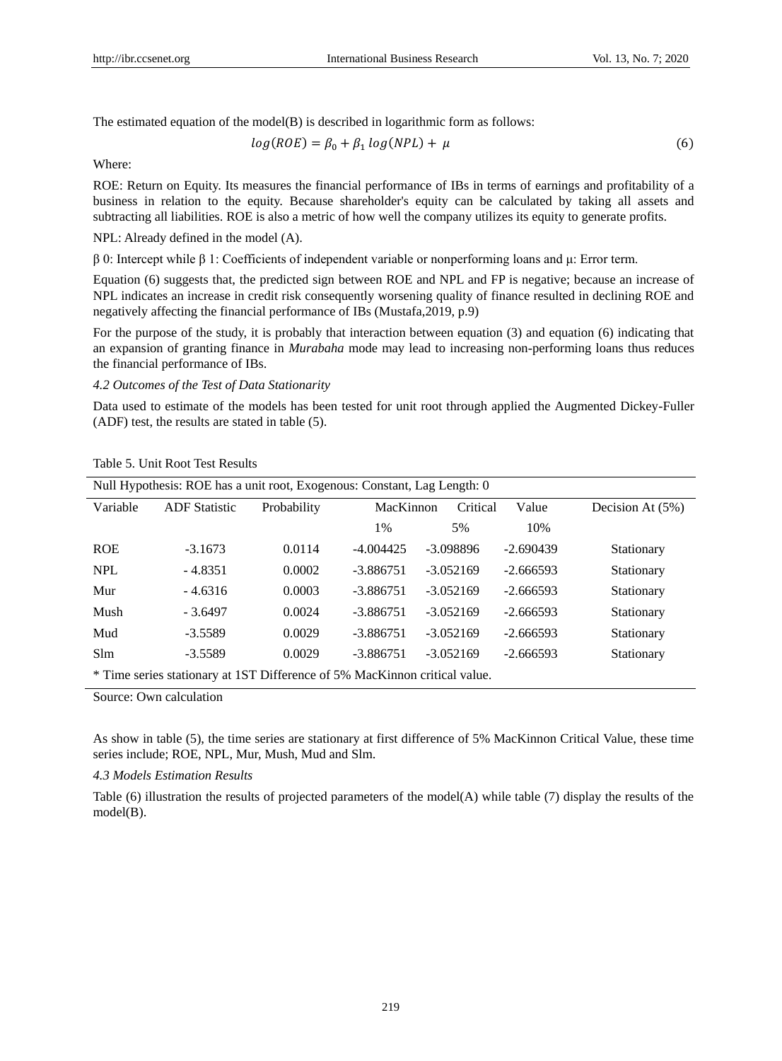The estimated equation of the model(B) is described in logarithmic form as follows:

$$log(ROE) = \beta_0 + \beta_1\, log(NPL) + \mu \quad (6)$$

Where:

ROE: Return on Equity. Its measures the financial performance of IBs in terms of earnings and profitability of a business in relation to the equity. Because shareholder's equity can be calculated by taking all assets and subtracting all liabilities. ROE is also a metric of how well the company utilizes its equity to generate profits.

NPL: Already defined in the model (A).

β 0: Intercept while β 1: Coefficients of independent variable or nonperforming loans and μ: Error term.

Equation (6) suggests that, the predicted sign between ROE and NPL and FP is negative; because an increase of NPL indicates an increase in credit risk consequently worsening quality of finance resulted in declining ROE and negatively affecting the financial performance of IBs (Mustafa,2019, p.9)

For the purpose of the study, it is probably that interaction between equation (3) and equation (6) indicating that an expansion of granting finance in *Murabaha* mode may lead to increasing non-performing loans thus reduces the financial performance of IBs.

*4.2 Outcomes of the Test of Data Stationarity*

Data used to estimate of the models has been tested for unit root through applied the Augmented Dickey-Fuller (ADF) test, the results are stated in table (5).

Table 5. Unit Root Test Results

| Null Hypothesis: ROE has a unit root, Exogenous: Constant, Lag Length: 0 | | | | | | |
|---|---|---|---|---|---|---|
| Variable | ADF Statistic | Probability | MacKinnon Critical Value | | | Decision At (5%) |
| | | | 1% | 5% | 10% | |
| ROE | -3.1673 | 0.0114 | -4.004425 | -3.098896 | -2.690439 | Stationary |
| NPL | - 4.8351 | 0.0002 | -3.886751 | -3.052169 | -2.666593 | Stationary |
| Mur | - 4.6316 | 0.0003 | -3.886751 | -3.052169 | -2.666593 | Stationary |
| Mush | - 3.6497 | 0.0024 | -3.886751 | -3.052169 | -2.666593 | Stationary |
| Mud | -3.5589 | 0.0029 | -3.886751 | -3.052169 | -2.666593 | Stationary |
| Slm | -3.5589 | 0.0029 | -3.886751 | -3.052169 | -2.666593 | Stationary |
| * Time series stationary at 1ST Difference of 5% MacKinnon critical value. | | | | | | |

Source: Own calculation

As show in table (5), the time series are stationary at first difference of 5% MacKinnon Critical Value, these time series include; ROE, NPL, Mur, Mush, Mud and Slm.

*4.3 Models Estimation Results*

Table (6) illustration the results of projected parameters of the model(A) while table (7) display the results of the model(B).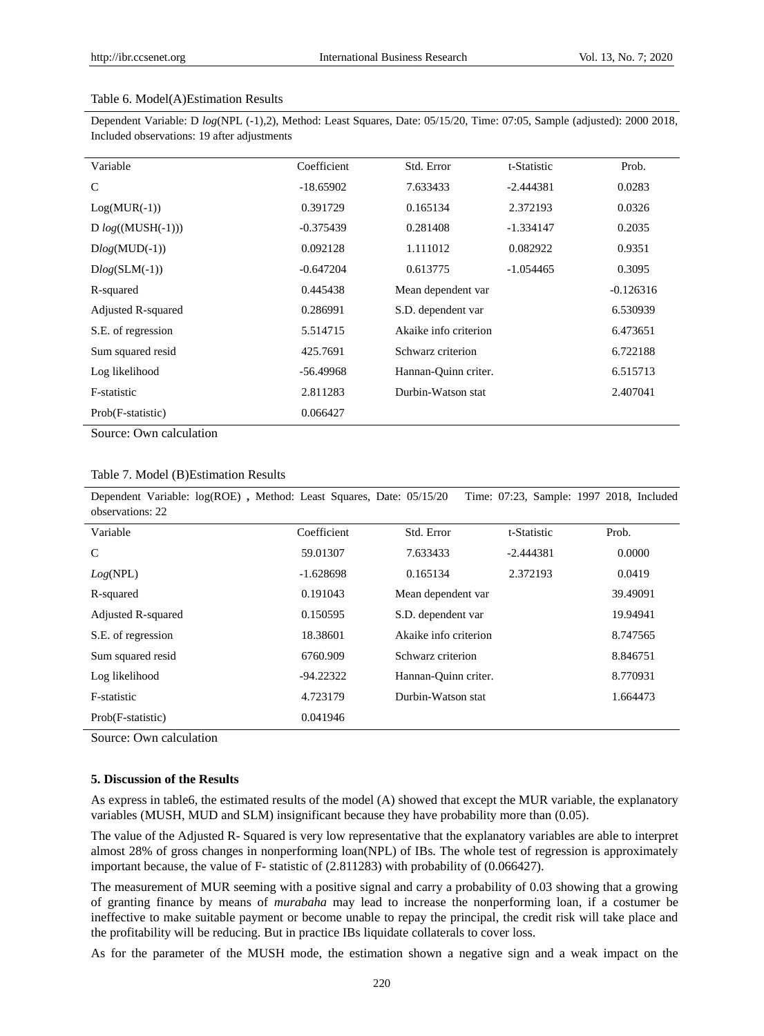Table 6. Model(A)Estimation Results

Dependent Variable: D *log*(NPL (-1),2), Method: Least Squares, Date: 05/15/20, Time: 07:05, Sample (adjusted): 2000 2018, Included observations: 19 after adjustments

| Variable | Coefficient | Std. Error | t-Statistic | Prob. |
|---|---|---|---|---|
| C | -18.65902 | 7.633433 | -2.444381 | 0.0283 |
| Log(MUR(-1)) | 0.391729 | 0.165134 | 2.372193 | 0.0326 |
| D *log*((MUSH(-1))) | -0.375439 | 0.281408 | -1.334147 | 0.2035 |
| D*log*(MUD(-1)) | 0.092128 | 1.111012 | 0.082922 | 0.9351 |
| D*log*(SLM(-1)) | -0.647204 | 0.613775 | -1.054465 | 0.3095 |
| R-squared | 0.445438 | Mean dependent var | | -0.126316 |
| Adjusted R-squared | 0.286991 | S.D. dependent var | | 6.530939 |
| S.E. of regression | 5.514715 | Akaike info criterion | | 6.473651 |
| Sum squared resid | 425.7691 | Schwarz criterion | | 6.722188 |
| Log likelihood | -56.49968 | Hannan-Quinn criter. | | 6.515713 |
| F-statistic | 2.811283 | Durbin-Watson stat | | 2.407041 |
| Prob(F-statistic) | 0.066427 | | | |

Source: Own calculation

Table 7. Model (B)Estimation Results

Dependent Variable: log(ROE) **,** Method: Least Squares, Date: 05/15/20 Time: 07:23, Sample: 1997 2018, Included observations: 22

| Variable | Coefficient | Std. Error | t-Statistic | Prob. |
|---|---|---|---|---|
| C | 59.01307 | 7.633433 | -2.444381 | 0.0000 |
| *Log*(NPL) | -1.628698 | 0.165134 | 2.372193 | 0.0419 |
| R-squared | 0.191043 | Mean dependent var | | 39.49091 |
| Adjusted R-squared | 0.150595 | S.D. dependent var | | 19.94941 |
| S.E. of regression | 18.38601 | Akaike info criterion | | 8.747565 |
| Sum squared resid | 6760.909 | Schwarz criterion | | 8.846751 |
| Log likelihood | -94.22322 | Hannan-Quinn criter. | | 8.770931 |
| F-statistic | 4.723179 | Durbin-Watson stat | | 1.664473 |
| Prob(F-statistic) | 0.041946 | | | |

Source: Own calculation

## 5. Discussion of the Results

As express in table6, the estimated results of the model (A) showed that except the MUR variable, the explanatory variables (MUSH, MUD and SLM) insignificant because they have probability more than (0.05).

The value of the Adjusted R- Squared is very low representative that the explanatory variables are able to interpret almost 28% of gross changes in nonperforming loan(NPL) of IBs. The whole test of regression is approximately important because, the value of F- statistic of (2.811283) with probability of (0.066427).

The measurement of MUR seeming with a positive signal and carry a probability of 0.03 showing that a growing of granting finance by means of *murabaha* may lead to increase the nonperforming loan, if a costumer be ineffective to make suitable payment or become unable to repay the principal, the credit risk will take place and the profitability will be reducing. But in practice IBs liquidate collaterals to cover loss.

As for the parameter of the MUSH mode, the estimation shown a negative sign and a weak impact on the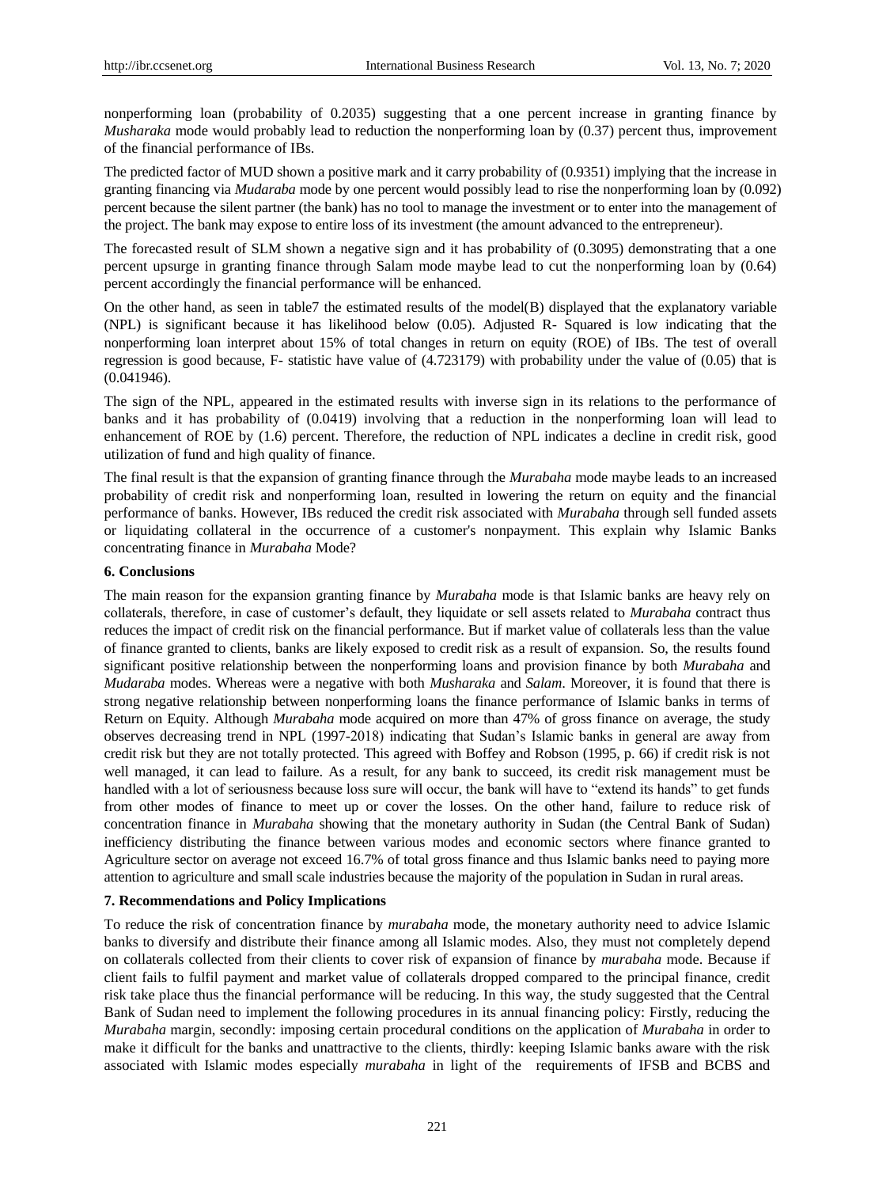nonperforming loan (probability of 0.2035) suggesting that a one percent increase in granting finance by *Musharaka* mode would probably lead to reduction the nonperforming loan by (0.37) percent thus, improvement of the financial performance of IBs.

The predicted factor of MUD shown a positive mark and it carry probability of (0.9351) implying that the increase in granting financing via *Mudaraba* mode by one percent would possibly lead to rise the nonperforming loan by (0.092) percent because the silent partner (the bank) has no tool to manage the investment or to enter into the management of the project. The bank may expose to entire loss of its investment (the amount advanced to the entrepreneur).

The forecasted result of SLM shown a negative sign and it has probability of (0.3095) demonstrating that a one percent upsurge in granting finance through Salam mode maybe lead to cut the nonperforming loan by (0.64) percent accordingly the financial performance will be enhanced.

On the other hand, as seen in table7 the estimated results of the model(B) displayed that the explanatory variable (NPL) is significant because it has likelihood below (0.05). Adjusted R- Squared is low indicating that the nonperforming loan interpret about 15% of total changes in return on equity (ROE) of IBs. The test of overall regression is good because, F- statistic have value of (4.723179) with probability under the value of (0.05) that is (0.041946).

The sign of the NPL, appeared in the estimated results with inverse sign in its relations to the performance of banks and it has probability of (0.0419) involving that a reduction in the nonperforming loan will lead to enhancement of ROE by (1.6) percent. Therefore, the reduction of NPL indicates a decline in credit risk, good utilization of fund and high quality of finance.

The final result is that the expansion of granting finance through the *Murabaha* mode maybe leads to an increased probability of credit risk and nonperforming loan, resulted in lowering the return on equity and the financial performance of banks. However, IBs reduced the credit risk associated with *Murabaha* through sell funded assets or liquidating collateral in the occurrence of a customer's nonpayment. This explain why Islamic Banks concentrating finance in *Murabaha* Mode?

## 6. Conclusions

The main reason for the expansion granting finance by *Murabaha* mode is that Islamic banks are heavy rely on collaterals, therefore, in case of customer's default, they liquidate or sell assets related to *Murabaha* contract thus reduces the impact of credit risk on the financial performance. But if market value of collaterals less than the value of finance granted to clients, banks are likely exposed to credit risk as a result of expansion. So, the results found significant positive relationship between the nonperforming loans and provision finance by both *Murabaha* and *Mudaraba* modes. Whereas were a negative with both *Musharaka* and *Salam*. Moreover, it is found that there is strong negative relationship between nonperforming loans the finance performance of Islamic banks in terms of Return on Equity. Although *Murabaha* mode acquired on more than 47% of gross finance on average, the study observes decreasing trend in NPL (1997-2018) indicating that Sudan's Islamic banks in general are away from credit risk but they are not totally protected. This agreed with Boffey and Robson (1995, p. 66) if credit risk is not well managed, it can lead to failure. As a result, for any bank to succeed, its credit risk management must be handled with a lot of seriousness because loss sure will occur, the bank will have to "extend its hands" to get funds from other modes of finance to meet up or cover the losses. On the other hand, failure to reduce risk of concentration finance in *Murabaha* showing that the monetary authority in Sudan (the Central Bank of Sudan) inefficiency distributing the finance between various modes and economic sectors where finance granted to Agriculture sector on average not exceed 16.7% of total gross finance and thus Islamic banks need to paying more attention to agriculture and small scale industries because the majority of the population in Sudan in rural areas.

## 7. Recommendations and Policy Implications

To reduce the risk of concentration finance by *murabaha* mode, the monetary authority need to advice Islamic banks to diversify and distribute their finance among all Islamic modes. Also, they must not completely depend on collaterals collected from their clients to cover risk of expansion of finance by *murabaha* mode. Because if client fails to fulfil payment and market value of collaterals dropped compared to the principal finance, credit risk take place thus the financial performance will be reducing. In this way, the study suggested that the Central Bank of Sudan need to implement the following procedures in its annual financing policy: Firstly, reducing the *Murabaha* margin, secondly: imposing certain procedural conditions on the application of *Murabaha* in order to make it difficult for the banks and unattractive to the clients, thirdly: keeping Islamic banks aware with the risk associated with Islamic modes especially *murabaha* in light of the requirements of IFSB and BCBS and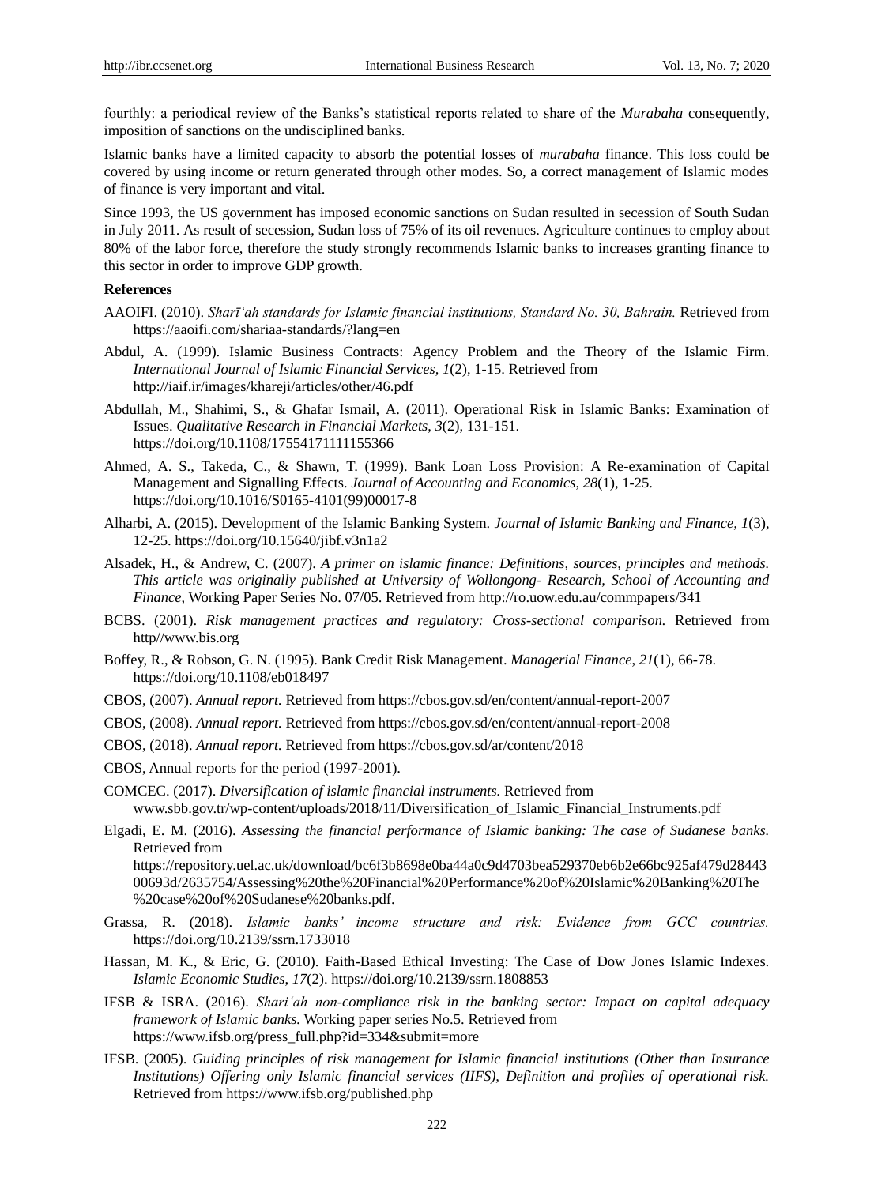fourthly: a periodical review of the Banks's statistical reports related to share of the *Murabaha* consequently, imposition of sanctions on the undisciplined banks.

Islamic banks have a limited capacity to absorb the potential losses of *murabaha* finance. This loss could be covered by using income or return generated through other modes. So, a correct management of Islamic modes of finance is very important and vital.

Since 1993, the US government has imposed economic sanctions on Sudan resulted in secession of South Sudan in July 2011. As result of secession, Sudan loss of 75% of its oil revenues. Agriculture continues to employ about 80% of the labor force, therefore the study strongly recommends Islamic banks to increases granting finance to this sector in order to improve GDP growth.

**References**

AAOIFI. (2010). *Sharīʻah standards for Islamic financial institutions, Standard No. 30, Bahrain.* Retrieved from https://aaoifi.com/shariaa-standards/?lang=en

Abdul, A. (1999). Islamic Business Contracts: Agency Problem and the Theory of the Islamic Firm. *International Journal of Islamic Financial Services, 1*(2), 1-15. Retrieved from http://iaif.ir/images/khareji/articles/other/46.pdf

Abdullah, M., Shahimi, S., & Ghafar Ismail, A. (2011). Operational Risk in Islamic Banks: Examination of Issues. *Qualitative Research in Financial Markets*, *3*(2), 131-151. https://doi.org/10.1108/17554171111155366

Ahmed, A. S., Takeda, C., & Shawn, T. (1999). Bank Loan Loss Provision: A Re-examination of Capital Management and Signalling Effects. *Journal of Accounting and Economics, 28*(1), 1-25. https://doi.org/10.1016/S0165-4101(99)00017-8

Alharbi, A. (2015). Development of the Islamic Banking System. *Journal of Islamic Banking and Finance, 1*(3), 12-25. https://doi.org/10.15640/jibf.v3n1a2

Alsadek, H., & Andrew, C. (2007). *A primer on islamic finance: Definitions, sources, principles and methods. This article was originally published at University of Wollongong- Research, School of Accounting and Finance*, Working Paper Series No. 07/05. Retrieved from http://ro.uow.edu.au/commpapers/341

BCBS. (2001). *Risk management practices and regulatory: Cross-sectional comparison.* Retrieved from http//www.bis.org

Boffey, R., & Robson, G. N. (1995). Bank Credit Risk Management. *Managerial Finance, 21*(1), 66-78. https://doi.org/10.1108/eb018497

CBOS, (2007). *Annual report.* Retrieved from https://cbos.gov.sd/en/content/annual-report-2007

CBOS, (2008). *Annual report.* Retrieved from https://cbos.gov.sd/en/content/annual-report-2008

CBOS, (2018). *Annual report.* Retrieved from https://cbos.gov.sd/ar/content/2018

CBOS, Annual reports for the period (1997-2001).

COMCEC. (2017). *Diversification of islamic financial instruments.* Retrieved from www.sbb.gov.tr/wp-content/uploads/2018/11/Diversification_of_Islamic_Financial_Instruments.pdf

Elgadi, E. M. (2016). *Assessing the financial performance of Islamic banking: The case of Sudanese banks.* Retrieved from https://repository.uel.ac.uk/download/bc6f3b8698e0ba44a0c9d4703bea529370eb6b2e66bc925af479d2844300693d/2635754/Assessing%20the%20Financial%20Performance%20of%20Islamic%20Banking%20The%20case%20of%20Sudanese%20banks.pdf.

Grassa, R. (2018). *Islamic banks' income structure and risk: Evidence from GCC countries.* https://doi.org/10.2139/ssrn.1733018

Hassan, M. K., & Eric, G. (2010). Faith-Based Ethical Investing: The Case of Dow Jones Islamic Indexes. *Islamic Economic Studies*, *17*(2). https://doi.org/10.2139/ssrn.1808853

IFSB & ISRA. (2016). *Shariʻah non-compliance risk in the banking sector: Impact on capital adequacy framework of Islamic banks.* Working paper series No.5. Retrieved from https://www.ifsb.org/press_full.php?id=334&submit=more

IFSB. (2005). *Guiding principles of risk management for Islamic financial institutions (Other than Insurance Institutions) Offering only Islamic financial services (IIFS), Definition and profiles of operational risk.* Retrieved from https://www.ifsb.org/published.php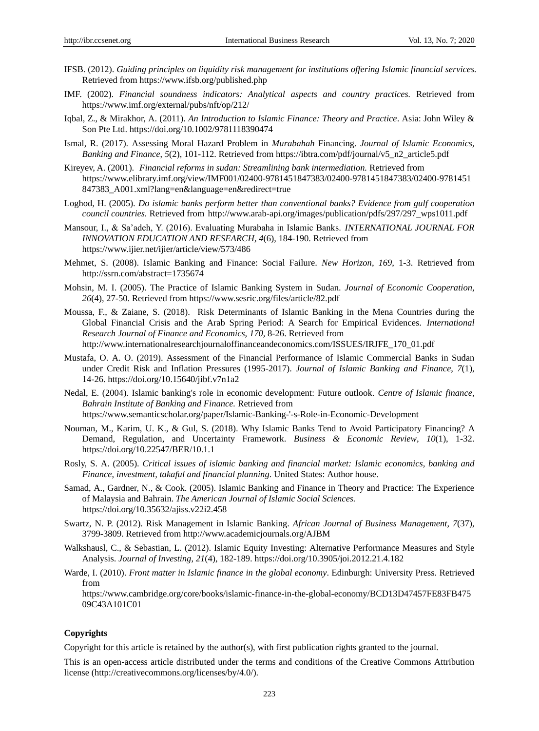IFSB. (2012). *Guiding principles on liquidity risk management for institutions offering Islamic financial services.* Retrieved from https://www.ifsb.org/published.php

IMF. (2002). *Financial soundness indicators: Analytical aspects and country practices.* Retrieved from https://www.imf.org/external/pubs/nft/op/212/

Iqbal, Z., & Mirakhor, A. (2011). *An Introduction to Islamic Finance: Theory and Practice*. Asia: John Wiley & Son Pte Ltd. https://doi.org/10.1002/9781118390474

Ismal, R. (2017). Assessing Moral Hazard Problem in *Murabahah* Financing. *Journal of Islamic Economics, Banking and Finance, 5*(2), 101-112. Retrieved from https://ibtra.com/pdf/journal/v5_n2_article5.pdf

Kireyev, A. (2001). *Financial reforms in sudan: Streamlining bank intermediation.* Retrieved from https://www.elibrary.imf.org/view/IMF001/02400-9781451847383/02400-9781451847383/02400-9781451847383_A001.xml?lang=en&language=en&redirect=true

Loghod, H. (2005). *Do islamic banks perform better than conventional banks? Evidence from gulf cooperation council countries.* Retrieved from http://www.arab-api.org/images/publication/pdfs/297/297_wps1011.pdf

Mansour, I., & Sa'adeh, Y. (2016). Evaluating Murabaha in Islamic Banks. *INTERNATIONAL JOURNAL FOR INNOVATION EDUCATION AND RESEARCH*, *4*(6), 184-190. Retrieved from https://www.ijier.net/ijier/article/view/573/486

Mehmet, S. (2008). Islamic Banking and Finance: Social Failure. *New Horizon*, *169*, 1-3. Retrieved from http://ssrn.com/abstract=1735674

Mohsin, M. I. (2005). The Practice of Islamic Banking System in Sudan. *Journal of Economic Cooperation*, *26*(4), 27-50. Retrieved from https://www.sesric.org/files/article/82.pdf

Moussa, F., & Zaiane, S. (2018). Risk Determinants of Islamic Banking in the Mena Countries during the Global Financial Crisis and the Arab Spring Period: A Search for Empirical Evidences. *International Research Journal of Finance and Economics, 170,* 8-26. Retrieved from http://www.internationalresearchjournaloffinanceandeconomics.com/ISSUES/IRJFE_170_01.pdf

Mustafa, O. A. O. (2019). Assessment of the Financial Performance of Islamic Commercial Banks in Sudan under Credit Risk and Inflation Pressures (1995-2017). *Journal of Islamic Banking and Finance*, *7*(1), 14-26. https://doi.org/10.15640/jibf.v7n1a2

Nedal, E. (2004). Islamic banking's role in economic development: Future outlook. *Centre of Islamic finance, Bahrain Institute of Banking and Finance.* Retrieved from https://www.semanticscholar.org/paper/Islamic-Banking-'-s-Role-in-Economic-Development

Nouman, M., Karim, U. K., & Gul, S. (2018). Why Islamic Banks Tend to Avoid Participatory Financing? A Demand, Regulation, and Uncertainty Framework. *Business & Economic Review*, *10*(1), 1-32. https://doi.org/10.22547/BER/10.1.1

Rosly, S. A. (2005). *Critical issues of islamic banking and financial market: Islamic economics, banking and Finance, investment, takaful and financial planning*. United States: Author house.

Samad, A., Gardner, N., & Cook. (2005). Islamic Banking and Finance in Theory and Practice: The Experience of Malaysia and Bahrain. *The American Journal of Islamic Social Sciences.* https://doi.org/10.35632/ajiss.v22i2.458

Swartz, N. P. (2012). Risk Management in Islamic Banking. *African Journal of Business Management*, *7*(37), 3799-3809. Retrieved from http://www.academicjournals.org/AJBM

Walkshausl, C., & Sebastian, L. (2012). Islamic Equity Investing: Alternative Performance Measures and Style Analysis. *Journal of Investing*, *21*(4), 182-189. https://doi.org/10.3905/joi.2012.21.4.182

Warde, I. (2010). *Front matter in Islamic finance in the global economy*. Edinburgh: University Press. Retrieved from https://www.cambridge.org/core/books/islamic-finance-in-the-global-economy/BCD13D47457FE83FB47509C43A101C01

## Copyrights

Copyright for this article is retained by the author(s), with first publication rights granted to the journal.

This is an open-access article distributed under the terms and conditions of the Creative Commons Attribution license (http://creativecommons.org/licenses/by/4.0/).